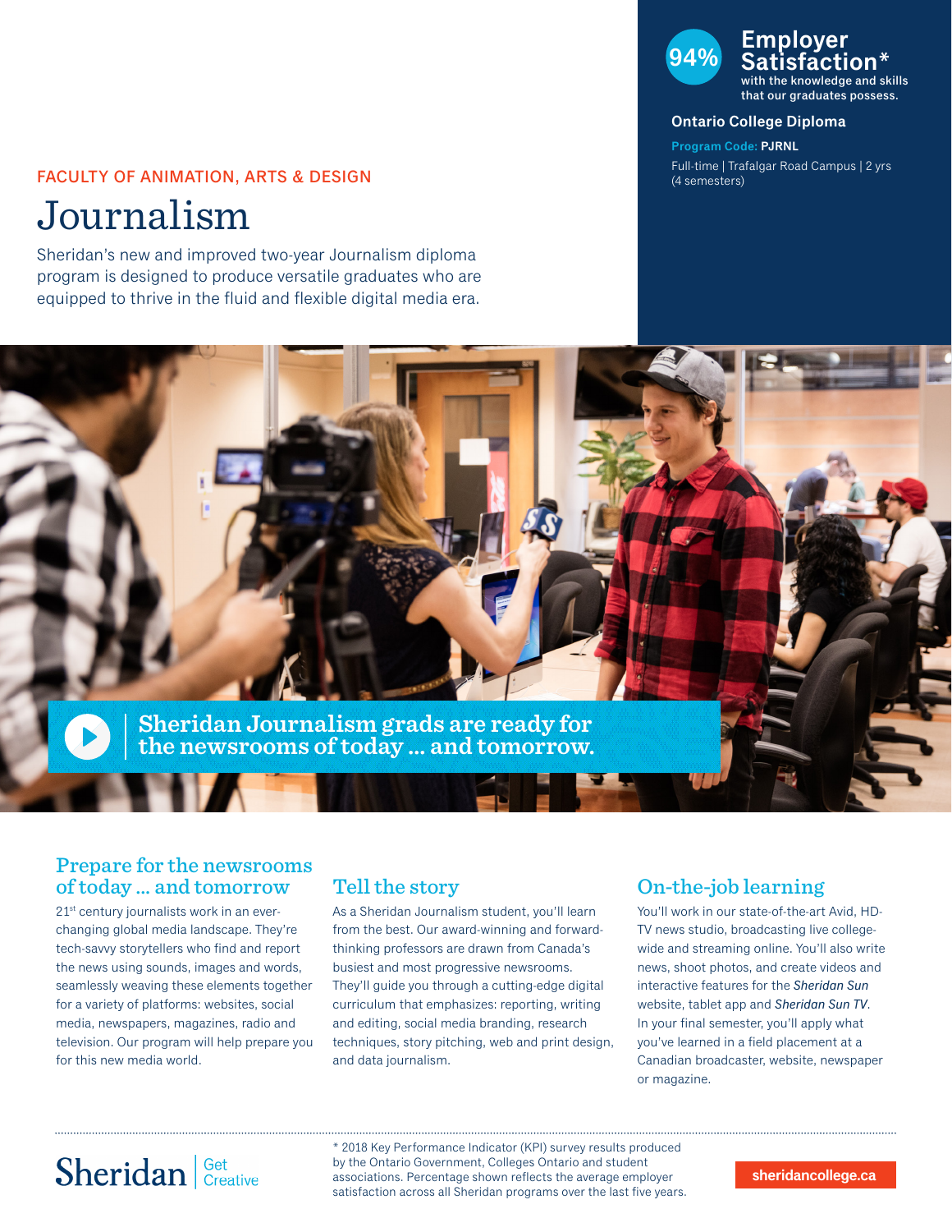**94%** **Employer Satisfaction***
with the knowledge and skills that our graduates possess.

**Ontario College Diploma**

**Program Code: PJRNL**

Full-time | Trafalgar Road Campus | 2 yrs (4 semesters)

FACULTY OF ANIMATION, ARTS & DESIGN

# Journalism

Sheridan's new and improved two-year Journalism diploma program is designed to produce versatile graduates who are equipped to thrive in the fluid and flexible digital media era.

Sheridan Journalism grads are ready for the newsrooms of today … and tomorrow.

## Prepare for the newsrooms of today … and tomorrow

21st century journalists work in an ever-changing global media landscape. They're tech-savvy storytellers who find and report the news using sounds, images and words, seamlessly weaving these elements together for a variety of platforms: websites, social media, newspapers, magazines, radio and television. Our program will help prepare you for this new media world.

## Tell the story

As a Sheridan Journalism student, you'll learn from the best. Our award-winning and forward-thinking professors are drawn from Canada's busiest and most progressive newsrooms. They'll guide you through a cutting-edge digital curriculum that emphasizes: reporting, writing and editing, social media branding, research techniques, story pitching, web and print design, and data journalism.

## On-the-job learning

You'll work in our state-of-the-art Avid, HD-TV news studio, broadcasting live college-wide and streaming online. You'll also write news, shoot photos, and create videos and interactive features for the *Sheridan Sun* website, tablet app and *Sheridan Sun TV*. In your final semester, you'll apply what you've learned in a field placement at a Canadian broadcaster, website, newspaper or magazine.

Sheridan | Get Creative

* 2018 Key Performance Indicator (KPI) survey results produced by the Ontario Government, Colleges Ontario and student associations. Percentage shown reflects the average employer satisfaction across all Sheridan programs over the last five years.

sheridancollege.ca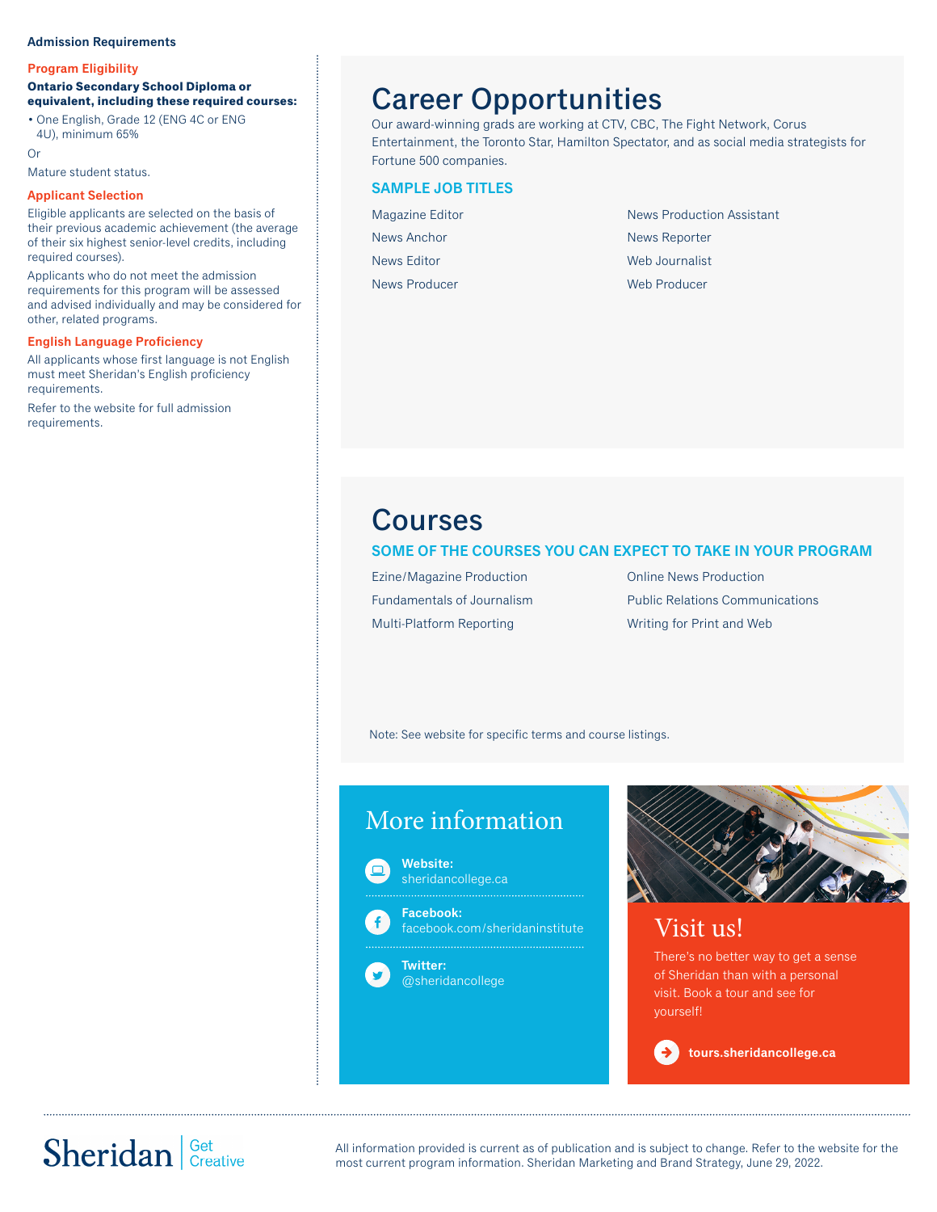## Admission Requirements

### Program Eligibility

**Ontario Secondary School Diploma or equivalent, including these required courses:**

- One English, Grade 12 (ENG 4C or ENG 4U), minimum 65%

Or

Mature student status.

### Applicant Selection

Eligible applicants are selected on the basis of their previous academic achievement (the average of their six highest senior-level credits, including required courses).

Applicants who do not meet the admission requirements for this program will be assessed and advised individually and may be considered for other, related programs.

### English Language Proficiency

All applicants whose first language is not English must meet Sheridan's English proficiency requirements.

Refer to the website for full admission requirements.

# Career Opportunities

Our award-winning grads are working at CTV, CBC, The Fight Network, Corus Entertainment, the Toronto Star, Hamilton Spectator, and as social media strategists for Fortune 500 companies.

### SAMPLE JOB TITLES

- Magazine Editor
- News Anchor
- News Editor
- News Producer
- News Production Assistant
- News Reporter
- Web Journalist
- Web Producer

# Courses

### SOME OF THE COURSES YOU CAN EXPECT TO TAKE IN YOUR PROGRAM

- Ezine/Magazine Production
- Fundamentals of Journalism
- Multi-Platform Reporting
- Online News Production
- Public Relations Communications
- Writing for Print and Web

Note: See website for specific terms and course listings.

## More information

**Website:** sheridancollege.ca

**Facebook:** facebook.com/sheridaninstitute

**Twitter:** @sheridancollege

## Visit us!

There's no better way to get a sense of Sheridan than with a personal visit. Book a tour and see for yourself!

**tours.sheridancollege.ca**

Sheridan | Get Creative

All information provided is current as of publication and is subject to change. Refer to the website for the most current program information. Sheridan Marketing and Brand Strategy, June 29, 2022.